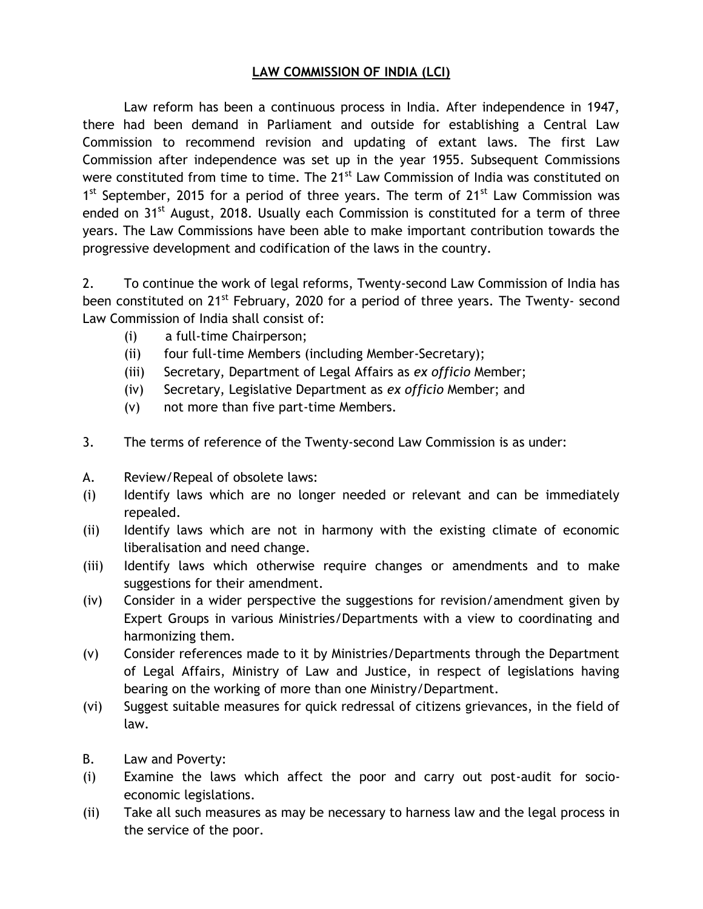# LAW COMMISSION OF INDIA (LCI)

Law reform has been a continuous process in India. After independence in 1947, there had been demand in Parliament and outside for establishing a Central Law Commission to recommend revision and updating of extant laws. The first Law Commission after independence was set up in the year 1955. Subsequent Commissions were constituted from time to time. The 21st Law Commission of India was constituted on 1st September, 2015 for a period of three years. The term of 21st Law Commission was ended on 31st August, 2018. Usually each Commission is constituted for a term of three years. The Law Commissions have been able to make important contribution towards the progressive development and codification of the laws in the country.

2. To continue the work of legal reforms, Twenty-second Law Commission of India has been constituted on 21st February, 2020 for a period of three years. The Twenty- second Law Commission of India shall consist of:

- (i) a full-time Chairperson;
- (ii) four full-time Members (including Member-Secretary);
- (iii) Secretary, Department of Legal Affairs as *ex officio* Member;
- (iv) Secretary, Legislative Department as *ex officio* Member; and
- (v) not more than five part-time Members.

3. The terms of reference of the Twenty-second Law Commission is as under:

A. Review/Repeal of obsolete laws:

- (i) Identify laws which are no longer needed or relevant and can be immediately repealed.
- (ii) Identify laws which are not in harmony with the existing climate of economic liberalisation and need change.
- (iii) Identify laws which otherwise require changes or amendments and to make suggestions for their amendment.
- (iv) Consider in a wider perspective the suggestions for revision/amendment given by Expert Groups in various Ministries/Departments with a view to coordinating and harmonizing them.
- (v) Consider references made to it by Ministries/Departments through the Department of Legal Affairs, Ministry of Law and Justice, in respect of legislations having bearing on the working of more than one Ministry/Department.
- (vi) Suggest suitable measures for quick redressal of citizens grievances, in the field of law.

B. Law and Poverty:

- (i) Examine the laws which affect the poor and carry out post-audit for socio-economic legislations.
- (ii) Take all such measures as may be necessary to harness law and the legal process in the service of the poor.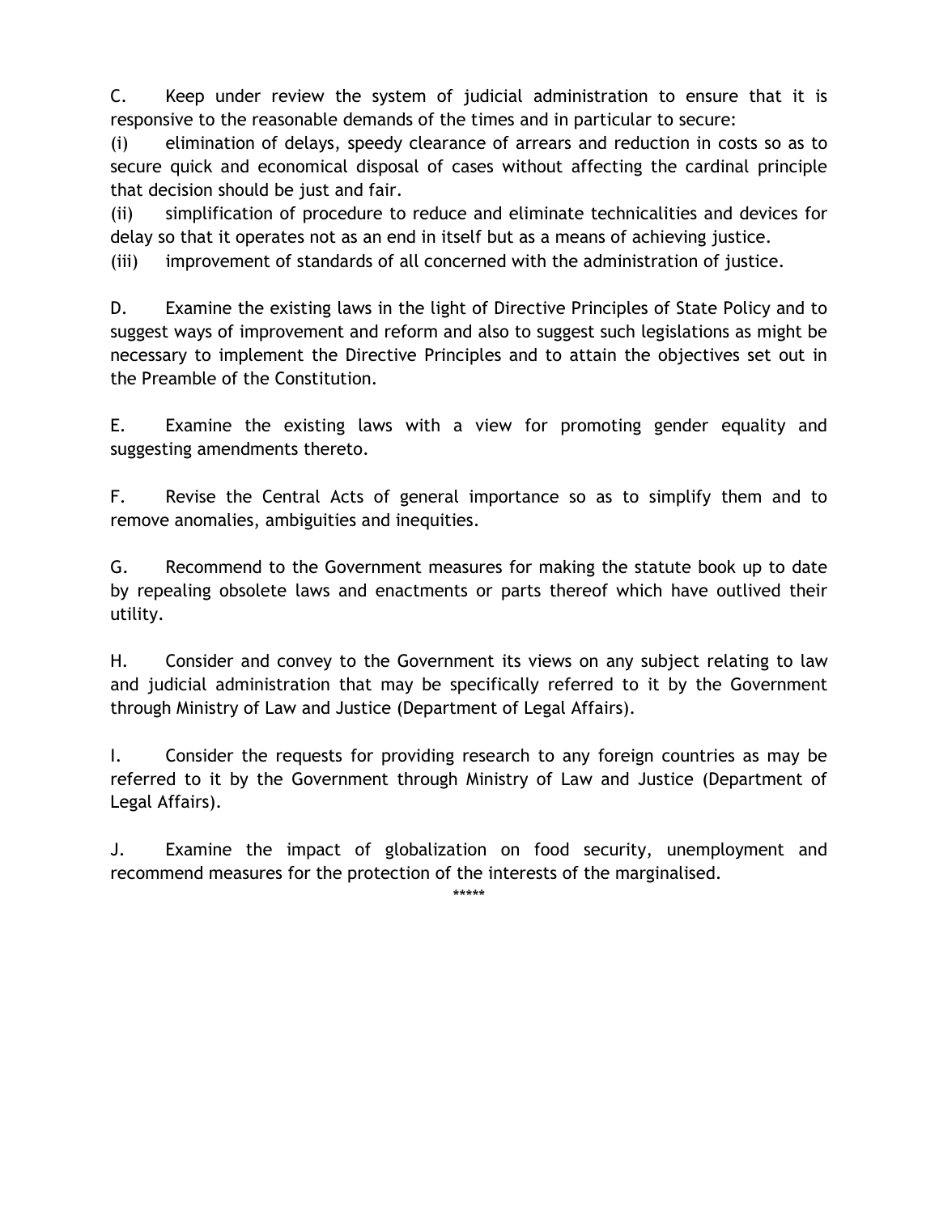C. Keep under review the system of judicial administration to ensure that it is responsive to the reasonable demands of the times and in particular to secure:

(i) elimination of delays, speedy clearance of arrears and reduction in costs so as to secure quick and economical disposal of cases without affecting the cardinal principle that decision should be just and fair.

(ii) simplification of procedure to reduce and eliminate technicalities and devices for delay so that it operates not as an end in itself but as a means of achieving justice.

(iii) improvement of standards of all concerned with the administration of justice.

D. Examine the existing laws in the light of Directive Principles of State Policy and to suggest ways of improvement and reform and also to suggest such legislations as might be necessary to implement the Directive Principles and to attain the objectives set out in the Preamble of the Constitution.

E. Examine the existing laws with a view for promoting gender equality and suggesting amendments thereto.

F. Revise the Central Acts of general importance so as to simplify them and to remove anomalies, ambiguities and inequities.

G. Recommend to the Government measures for making the statute book up to date by repealing obsolete laws and enactments or parts thereof which have outlived their utility.

H. Consider and convey to the Government its views on any subject relating to law and judicial administration that may be specifically referred to it by the Government through Ministry of Law and Justice (Department of Legal Affairs).

I. Consider the requests for providing research to any foreign countries as may be referred to it by the Government through Ministry of Law and Justice (Department of Legal Affairs).

J. Examine the impact of globalization on food security, unemployment and recommend measures for the protection of the interests of the marginalised.

*****